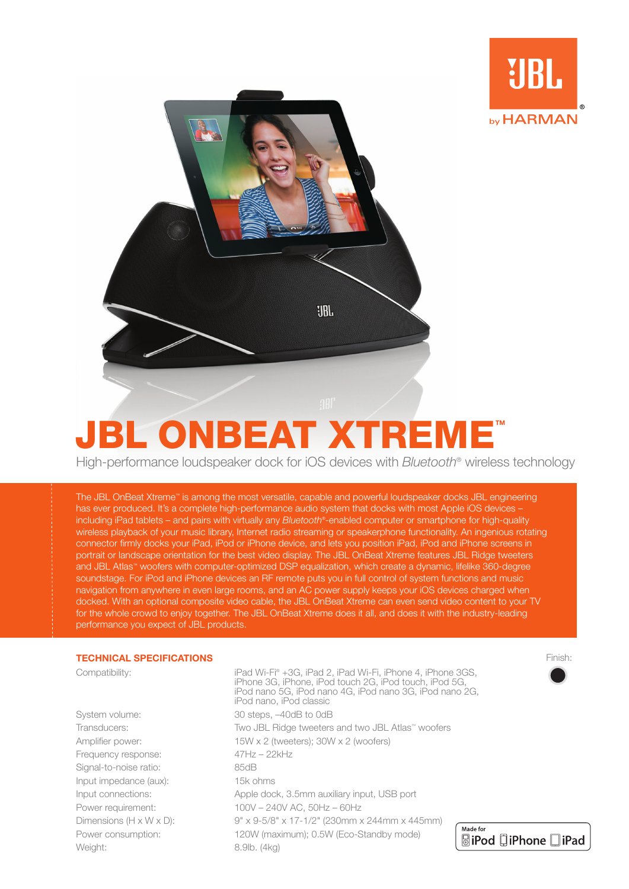# JBL ONBEAT XTREME™

High-performance loudspeaker dock for iOS devices with *Bluetooth*® wireless technology

The JBL OnBeat Xtreme™ is among the most versatile, capable and powerful loudspeaker docks JBL engineering has ever produced. It's a complete high-performance audio system that docks with most Apple iOS devices – including iPad tablets – and pairs with virtually any *Bluetooth*®-enabled computer or smartphone for high-quality wireless playback of your music library, Internet radio streaming or speakerphone functionality. An ingenious rotating connector firmly docks your iPad, iPod or iPhone device, and lets you position iPad, iPod and iPhone screens in portrait or landscape orientation for the best video display. The JBL OnBeat Xtreme features JBL Ridge tweeters and JBL Atlas™ woofers with computer-optimized DSP equalization, which create a dynamic, lifelike 360-degree soundstage. For iPod and iPhone devices an RF remote puts you in full control of system functions and music navigation from anywhere in even large rooms, and an AC power supply keeps your iOS devices charged when docked. With an optional composite video cable, the JBL OnBeat Xtreme can even send video content to your TV for the whole crowd to enjoy together. The JBL OnBeat Xtreme does it all, and does it with the industry-leading performance you expect of JBL products.

## TECHNICAL SPECIFICATIONS

| | |
|---|---|
| Compatibility: | iPad Wi-Fi® +3G, iPad 2, iPad Wi-Fi, iPhone 4, iPhone 3GS, iPhone 3G, iPhone, iPod touch 2G, iPod touch, iPod 5G, iPod nano 5G, iPod nano 4G, iPod nano 3G, iPod nano 2G, iPod nano, iPod classic |
| System volume: | 30 steps, –40dB to 0dB |
| Transducers: | Two JBL Ridge tweeters and two JBL Atlas™ woofers |
| Amplifier power: | 15W x 2 (tweeters); 30W x 2 (woofers) |
| Frequency response: | 47Hz – 22kHz |
| Signal-to-noise ratio: | 85dB |
| Input impedance (aux): | 15k ohms |
| Input connections: | Apple dock, 3.5mm auxiliary input, USB port |
| Power requirement: | 100V – 240V AC, 50Hz – 60Hz |
| Dimensions (H x W x D): | 9" x 9-5/8" x 17-1/2" (230mm x 244mm x 445mm) |
| Power consumption: | 120W (maximum); 0.5W (Eco-Standby mode) |
| Weight: | 8.9lb. (4kg) |

Finish:

Made for iPod iPhone iPad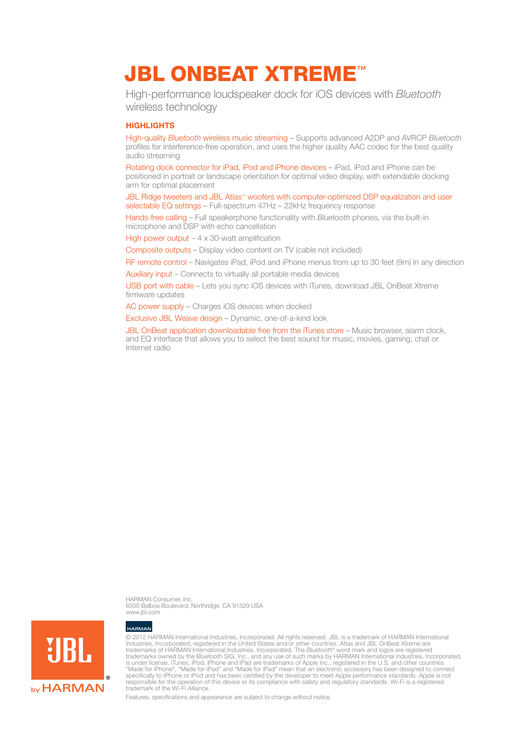# JBL ONBEAT XTREME™

High-performance loudspeaker dock for iOS devices with *Bluetooth* wireless technology

## HIGHLIGHTS

High-quality *Bluetooth* wireless music streaming – Supports advanced A2DP and AVRCP *Bluetooth* profiles for interference-free operation, and uses the higher quality AAC codec for the best quality audio streaming

Rotating dock connector for iPad, iPod and iPhone devices – iPad, iPod and iPhone can be positioned in portrait or landscape orientation for optimal video display, with extendable docking arm for optimal placement

JBL Ridge tweeters and JBL Atlas™ woofers with computer-optimized DSP equalization and user selectable EQ settings – Full-spectrum 47Hz – 22kHz frequency response

Hands-free calling – Full speakerphone functionality with *Bluetooth* phones, via the built-in microphone and DSP with echo cancellation

High power output – 4 x 30-watt amplification

Composite outputs – Display video content on TV (cable not included)

RF remote control – Navigates iPad, iPod and iPhone menus from up to 30 feet (9m) in any direction

Auxiliary input – Connects to virtually all portable media devices

USB port with cable – Lets you sync iOS devices with iTunes, download JBL OnBeat Xtreme firmware updates

AC power supply – Charges iOS devices when docked

Exclusive JBL Weave design – Dynamic, one-of-a-kind look

JBL OnBeat application downloadable free from the iTunes store – Music browser, alarm clock, and EQ interface that allows you to select the best sound for music, movies, gaming, chat or Internet radio

HARMAN Consumer, Inc.
8500 Balboa Boulevard, Northridge, CA 91329 USA
www.jbl.com

HARMAN

© 2012 HARMAN International Industries, Incorporated. All rights reserved. JBL is a trademark of HARMAN International Industries, Incorporated, registered in the United States and/or other countries. Atlas and JBL OnBeat Xtreme are trademarks of HARMAN International Industries, Incorporated. The *Bluetooth*® word mark and logos are registered trademarks owned by the Bluetooth SIG, Inc., and any use of such marks by HARMAN International Industries, Incorporated, is under license. iTunes, iPod, iPhone and iPad are trademarks of Apple Inc., registered in the U.S. and other countries. "Made for iPhone", "Made for iPod" and "Made for iPad" mean that an electronic accessory has been designed to connect specifically to iPhone or iPod and has been certified by the developer to meet Apple performance standards. Apple is not responsible for the operation of this device or its compliance with safety and regulatory standards. Wi-Fi is a registered trademark of the Wi-Fi Alliance.

Features, specifications and appearance are subject to change without notice.

JBL by HARMAN®